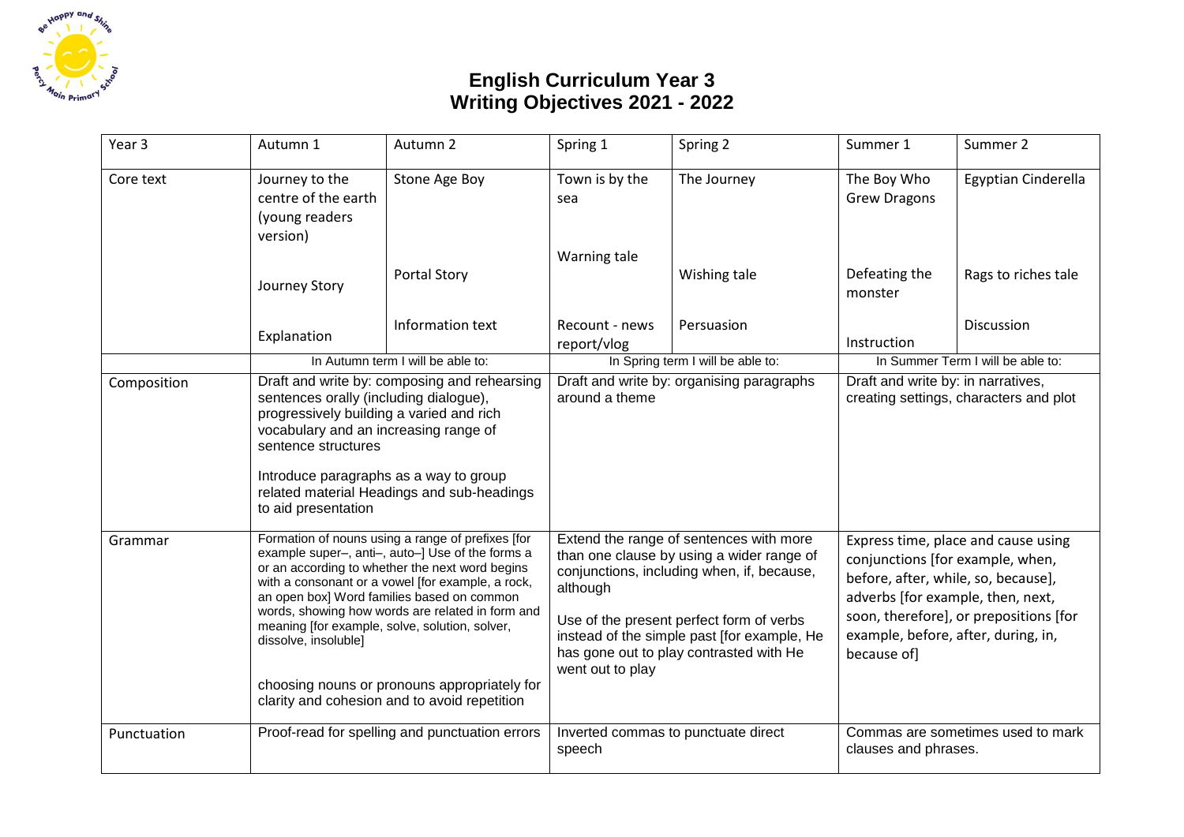# English Curriculum Year 3
# Writing Objectives 2021 - 2022

| Year 3 | Autumn 1 | Autumn 2 | Spring 1 | Spring 2 | Summer 1 | Summer 2 |
|---|---|---|---|---|---|---|
| Core text | Journey to the centre of the earth (young readers version)<br><br>Journey Story<br><br>Explanation | Stone Age Boy<br><br>Portal Story<br><br>Information text | Town is by the sea<br><br>Warning tale<br><br>Recount - news report/vlog | The Journey<br><br>Wishing tale<br><br>Persuasion | The Boy Who Grew Dragons<br><br>Defeating the monster<br><br>Instruction | Egyptian Cinderella<br><br>Rags to riches tale<br><br>Discussion |
| | In Autumn term I will be able to: | | In Spring term I will be able to: | | In Summer Term I will be able to: | |
| Composition | Draft and write by: composing and rehearsing sentences orally (including dialogue), progressively building a varied and rich vocabulary and an increasing range of sentence structures<br><br>Introduce paragraphs as a way to group related material Headings and sub-headings to aid presentation | | Draft and write by: organising paragraphs around a theme | | Draft and write by: in narratives, creating settings, characters and plot | |
| Grammar | Formation of nouns using a range of prefixes [for example super–, anti–, auto–] Use of the forms a or an according to whether the next word begins with a consonant or a vowel [for example, a rock, an open box] Word families based on common words, showing how words are related in form and meaning [for example, solve, solution, solver, dissolve, insoluble]<br><br>choosing nouns or pronouns appropriately for clarity and cohesion and to avoid repetition | | Extend the range of sentences with more than one clause by using a wider range of conjunctions, including when, if, because, although<br><br>Use of the present perfect form of verbs instead of the simple past [for example, He has gone out to play contrasted with He went out to play | | Express time, place and cause using conjunctions [for example, when, before, after, while, so, because], adverbs [for example, then, next, soon, therefore], or prepositions [for example, before, after, during, in, because of] | |
| Punctuation | Proof-read for spelling and punctuation errors | | Inverted commas to punctuate direct speech | | Commas are sometimes used to mark clauses and phrases. | |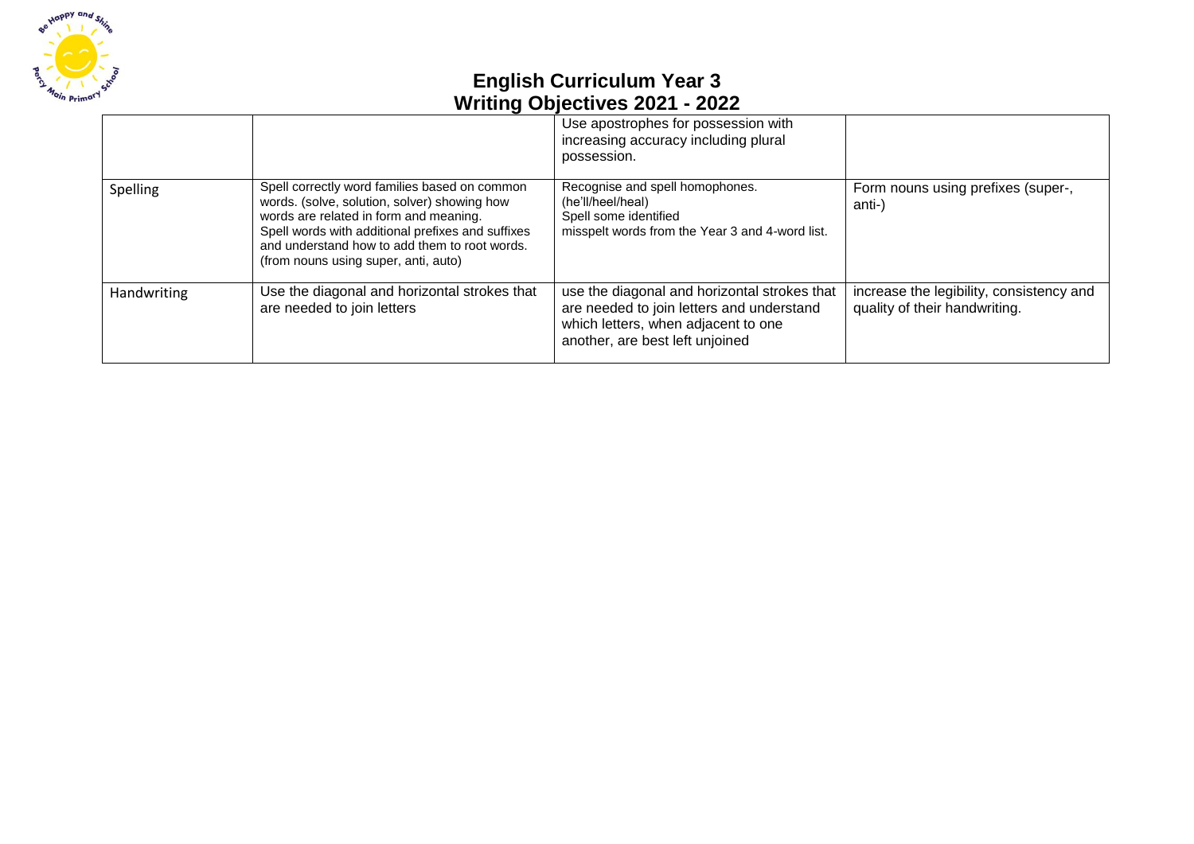# English Curriculum Year 3
## Writing Objectives 2021 - 2022

| | | | |
|---|---|---|---|
| | | Use apostrophes for possession with increasing accuracy including plural possession. | |
| Spelling | Spell correctly word families based on common words. (solve, solution, solver) showing how words are related in form and meaning.<br>Spell words with additional prefixes and suffixes and understand how to add them to root words. (from nouns using super, anti, auto) | Recognise and spell homophones. (he'll/heel/heal)<br>Spell some identified misspelt words from the Year 3 and 4-word list. | Form nouns using prefixes (super-, anti-) |
| Handwriting | Use the diagonal and horizontal strokes that are needed to join letters | use the diagonal and horizontal strokes that are needed to join letters and understand which letters, when adjacent to one another, are best left unjoined | increase the legibility, consistency and quality of their handwriting. |